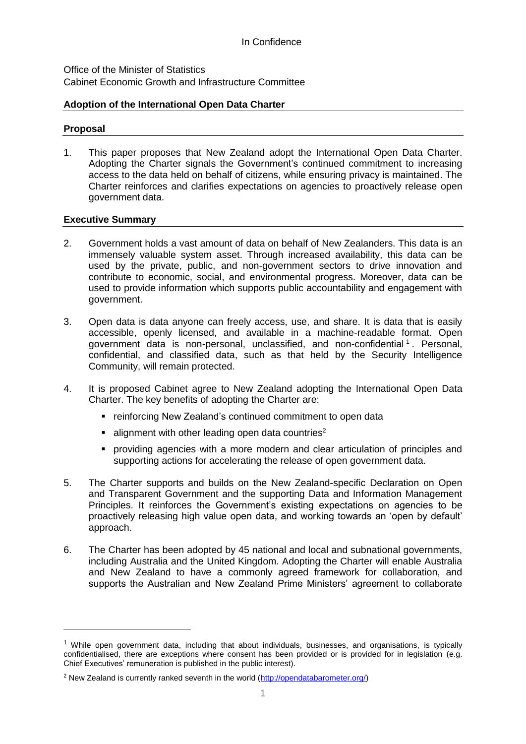In Confidence

Office of the Minister of Statistics
Cabinet Economic Growth and Infrastructure Committee

## Adoption of the International Open Data Charter

### Proposal

1. This paper proposes that New Zealand adopt the International Open Data Charter. Adopting the Charter signals the Government's continued commitment to increasing access to the data held on behalf of citizens, while ensuring privacy is maintained. The Charter reinforces and clarifies expectations on agencies to proactively release open government data.

### Executive Summary

2. Government holds a vast amount of data on behalf of New Zealanders. This data is an immensely valuable system asset. Through increased availability, this data can be used by the private, public, and non-government sectors to drive innovation and contribute to economic, social, and environmental progress. Moreover, data can be used to provide information which supports public accountability and engagement with government.

3. Open data is data anyone can freely access, use, and share. It is data that is easily accessible, openly licensed, and available in a machine-readable format. Open government data is non-personal, unclassified, and non-confidential[1]. Personal, confidential, and classified data, such as that held by the Security Intelligence Community, will remain protected.

4. It is proposed Cabinet agree to New Zealand adopting the International Open Data Charter. The key benefits of adopting the Charter are:
   - reinforcing New Zealand's continued commitment to open data
   - alignment with other leading open data countries[2]
   - providing agencies with a more modern and clear articulation of principles and supporting actions for accelerating the release of open government data.

5. The Charter supports and builds on the New Zealand-specific Declaration on Open and Transparent Government and the supporting Data and Information Management Principles. It reinforces the Government's existing expectations on agencies to be proactively releasing high value open data, and working towards an 'open by default' approach.

6. The Charter has been adopted by 45 national and local and subnational governments, including Australia and the United Kingdom. Adopting the Charter will enable Australia and New Zealand to have a commonly agreed framework for collaboration, and supports the Australian and New Zealand Prime Ministers' agreement to collaborate

---

[1] While open government data, including that about individuals, businesses, and organisations, is typically confidentialised, there are exceptions where consent has been provided or is provided for in legislation (e.g. Chief Executives' remuneration is published in the public interest).

[2] New Zealand is currently ranked seventh in the world (http://opendatabarometer.org/)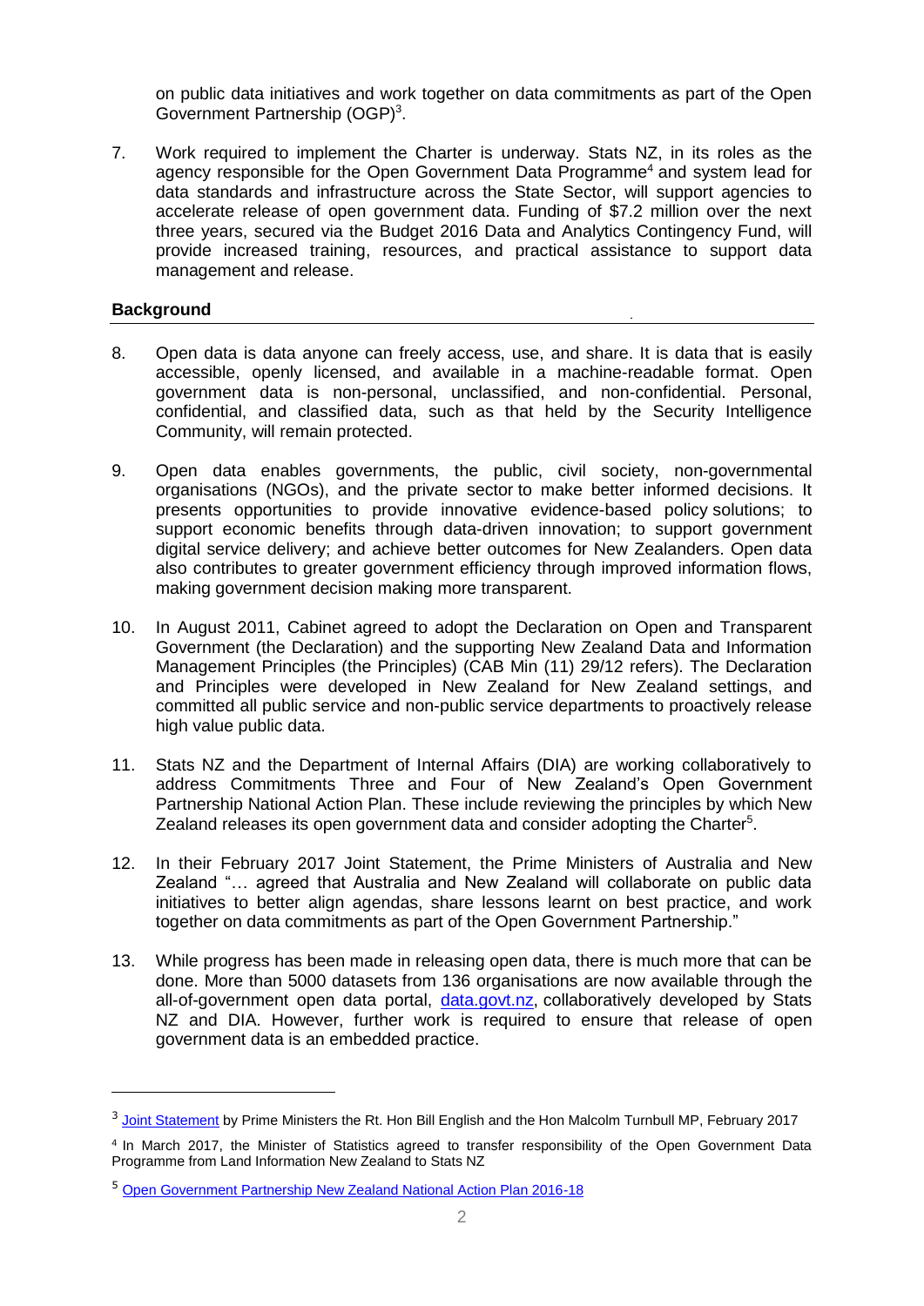on public data initiatives and work together on data commitments as part of the Open Government Partnership (OGP)[3].

7. Work required to implement the Charter is underway. Stats NZ, in its roles as the agency responsible for the Open Government Data Programme[4] and system lead for data standards and infrastructure across the State Sector, will support agencies to accelerate release of open government data. Funding of $7.2 million over the next three years, secured via the Budget 2016 Data and Analytics Contingency Fund, will provide increased training, resources, and practical assistance to support data management and release.

## Background

8. Open data is data anyone can freely access, use, and share. It is data that is easily accessible, openly licensed, and available in a machine-readable format. Open government data is non-personal, unclassified, and non-confidential. Personal, confidential, and classified data, such as that held by the Security Intelligence Community, will remain protected.

9. Open data enables governments, the public, civil society, non-governmental organisations (NGOs), and the private sector to make better informed decisions. It presents opportunities to provide innovative evidence-based policy solutions; to support economic benefits through data-driven innovation; to support government digital service delivery; and achieve better outcomes for New Zealanders. Open data also contributes to greater government efficiency through improved information flows, making government decision making more transparent.

10. In August 2011, Cabinet agreed to adopt the Declaration on Open and Transparent Government (the Declaration) and the supporting New Zealand Data and Information Management Principles (the Principles) (CAB Min (11) 29/12 refers). The Declaration and Principles were developed in New Zealand for New Zealand settings, and committed all public service and non-public service departments to proactively release high value public data.

11. Stats NZ and the Department of Internal Affairs (DIA) are working collaboratively to address Commitments Three and Four of New Zealand's Open Government Partnership National Action Plan. These include reviewing the principles by which New Zealand releases its open government data and consider adopting the Charter[5].

12. In their February 2017 Joint Statement, the Prime Ministers of Australia and New Zealand "… agreed that Australia and New Zealand will collaborate on public data initiatives to better align agendas, share lessons learnt on best practice, and work together on data commitments as part of the Open Government Partnership."

13. While progress has been made in releasing open data, there is much more that can be done. More than 5000 datasets from 136 organisations are now available through the all-of-government open data portal, [data.govt.nz](data.govt.nz), collaboratively developed by Stats NZ and DIA. However, further work is required to ensure that release of open government data is an embedded practice.

---

[3] Joint Statement by Prime Ministers the Rt. Hon Bill English and the Hon Malcolm Turnbull MP, February 2017

[4] In March 2017, the Minister of Statistics agreed to transfer responsibility of the Open Government Data Programme from Land Information New Zealand to Stats NZ

[5] Open Government Partnership New Zealand National Action Plan 2016-18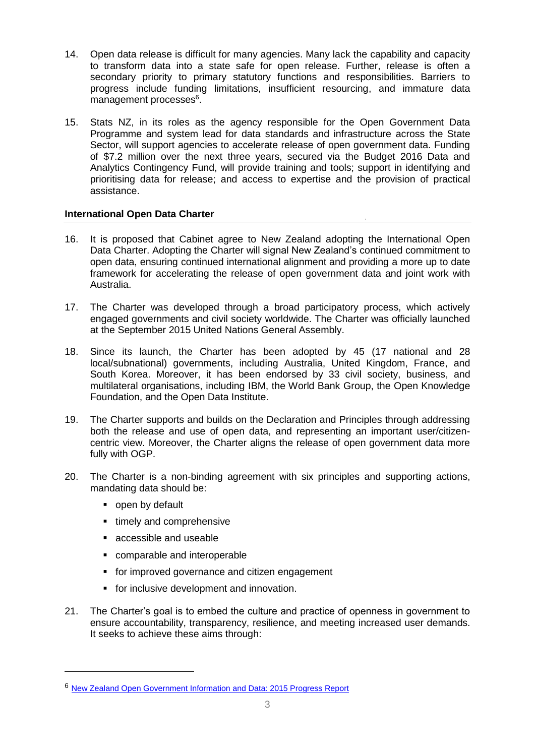14. Open data release is difficult for many agencies. Many lack the capability and capacity to transform data into a state safe for open release. Further, release is often a secondary priority to primary statutory functions and responsibilities. Barriers to progress include funding limitations, insufficient resourcing, and immature data management processes[6].

15. Stats NZ, in its roles as the agency responsible for the Open Government Data Programme and system lead for data standards and infrastructure across the State Sector, will support agencies to accelerate release of open government data. Funding of $7.2 million over the next three years, secured via the Budget 2016 Data and Analytics Contingency Fund, will provide training and tools; support in identifying and prioritising data for release; and access to expertise and the provision of practical assistance.

**International Open Data Charter**

16. It is proposed that Cabinet agree to New Zealand adopting the International Open Data Charter. Adopting the Charter will signal New Zealand's continued commitment to open data, ensuring continued international alignment and providing a more up to date framework for accelerating the release of open government data and joint work with Australia.

17. The Charter was developed through a broad participatory process, which actively engaged governments and civil society worldwide. The Charter was officially launched at the September 2015 United Nations General Assembly.

18. Since its launch, the Charter has been adopted by 45 (17 national and 28 local/subnational) governments, including Australia, United Kingdom, France, and South Korea. Moreover, it has been endorsed by 33 civil society, business, and multilateral organisations, including IBM, the World Bank Group, the Open Knowledge Foundation, and the Open Data Institute.

19. The Charter supports and builds on the Declaration and Principles through addressing both the release and use of open data, and representing an important user/citizen-centric view. Moreover, the Charter aligns the release of open government data more fully with OGP.

20. The Charter is a non-binding agreement with six principles and supporting actions, mandating data should be:
    - open by default
    - timely and comprehensive
    - accessible and useable
    - comparable and interoperable
    - for improved governance and citizen engagement
    - for inclusive development and innovation.

21. The Charter's goal is to embed the culture and practice of openness in government to ensure accountability, transparency, resilience, and meeting increased user demands. It seeks to achieve these aims through:

---

[6] New Zealand Open Government Information and Data: 2015 Progress Report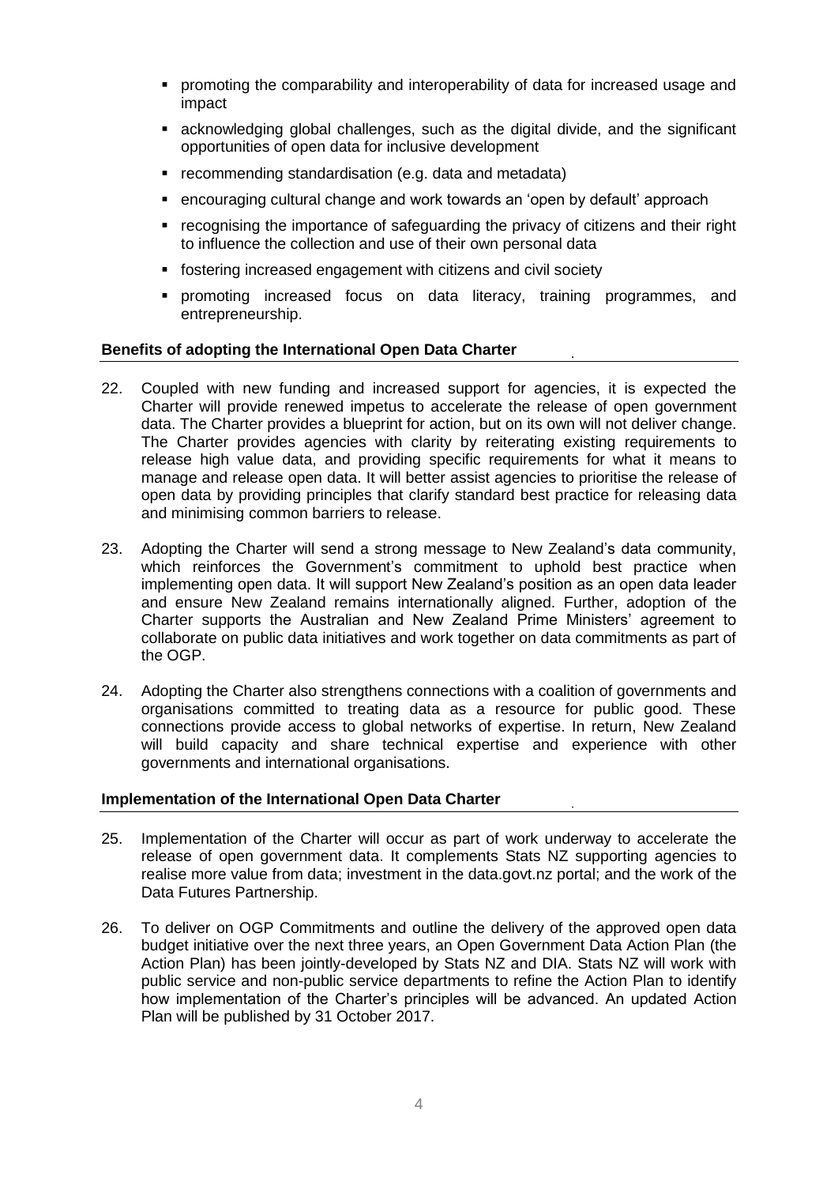- promoting the comparability and interoperability of data for increased usage and impact
- acknowledging global challenges, such as the digital divide, and the significant opportunities of open data for inclusive development
- recommending standardisation (e.g. data and metadata)
- encouraging cultural change and work towards an 'open by default' approach
- recognising the importance of safeguarding the privacy of citizens and their right to influence the collection and use of their own personal data
- fostering increased engagement with citizens and civil society
- promoting increased focus on data literacy, training programmes, and entrepreneurship.

**Benefits of adopting the International Open Data Charter**

22. Coupled with new funding and increased support for agencies, it is expected the Charter will provide renewed impetus to accelerate the release of open government data. The Charter provides a blueprint for action, but on its own will not deliver change. The Charter provides agencies with clarity by reiterating existing requirements to release high value data, and providing specific requirements for what it means to manage and release open data. It will better assist agencies to prioritise the release of open data by providing principles that clarify standard best practice for releasing data and minimising common barriers to release.

23. Adopting the Charter will send a strong message to New Zealand's data community, which reinforces the Government's commitment to uphold best practice when implementing open data. It will support New Zealand's position as an open data leader and ensure New Zealand remains internationally aligned. Further, adoption of the Charter supports the Australian and New Zealand Prime Ministers' agreement to collaborate on public data initiatives and work together on data commitments as part of the OGP.

24. Adopting the Charter also strengthens connections with a coalition of governments and organisations committed to treating data as a resource for public good. These connections provide access to global networks of expertise. In return, New Zealand will build capacity and share technical expertise and experience with other governments and international organisations.

**Implementation of the International Open Data Charter**

25. Implementation of the Charter will occur as part of work underway to accelerate the release of open government data. It complements Stats NZ supporting agencies to realise more value from data; investment in the data.govt.nz portal; and the work of the Data Futures Partnership.

26. To deliver on OGP Commitments and outline the delivery of the approved open data budget initiative over the next three years, an Open Government Data Action Plan (the Action Plan) has been jointly-developed by Stats NZ and DIA. Stats NZ will work with public service and non-public service departments to refine the Action Plan to identify how implementation of the Charter's principles will be advanced. An updated Action Plan will be published by 31 October 2017.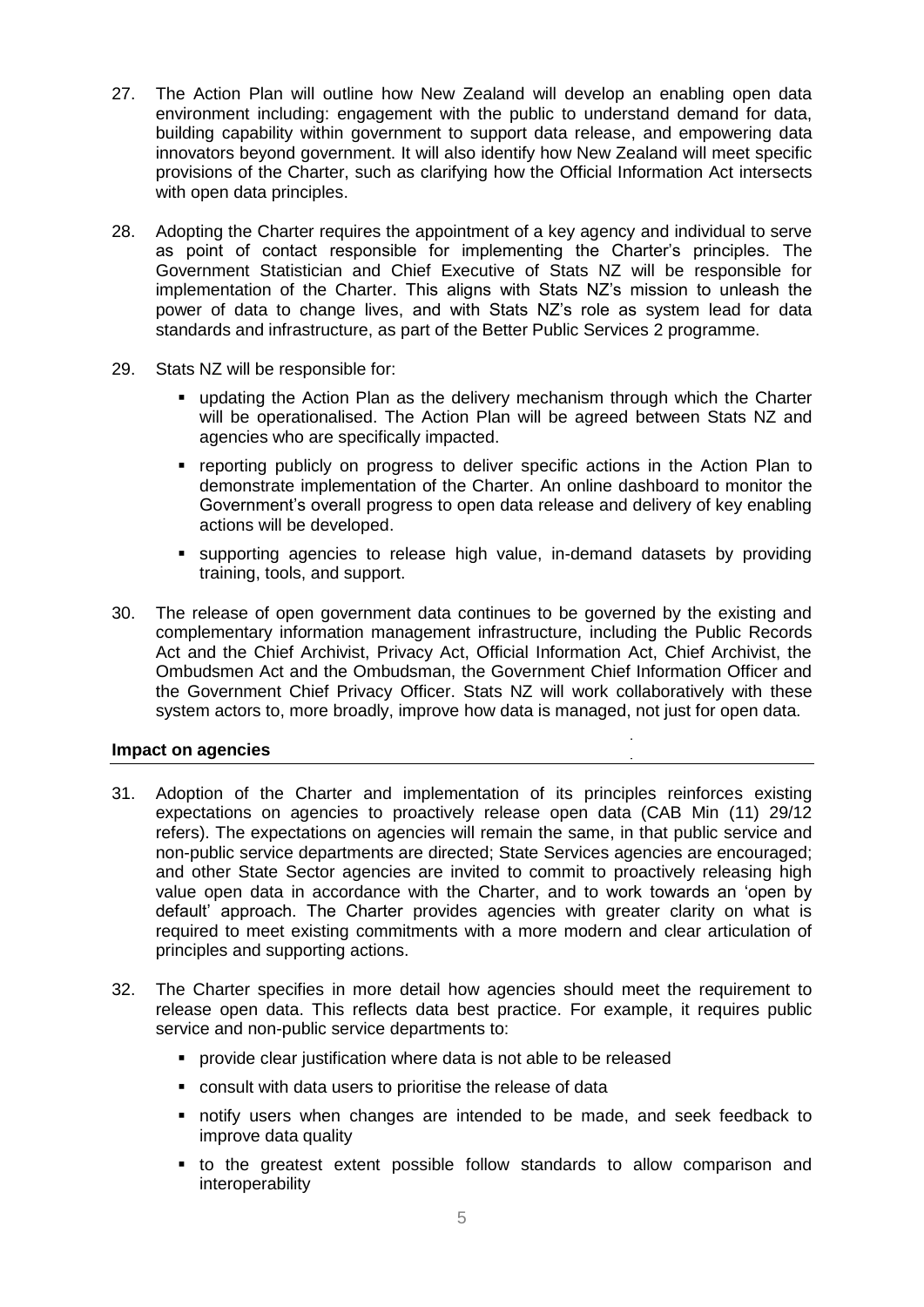27. The Action Plan will outline how New Zealand will develop an enabling open data environment including: engagement with the public to understand demand for data, building capability within government to support data release, and empowering data innovators beyond government. It will also identify how New Zealand will meet specific provisions of the Charter, such as clarifying how the Official Information Act intersects with open data principles.

28. Adopting the Charter requires the appointment of a key agency and individual to serve as point of contact responsible for implementing the Charter's principles. The Government Statistician and Chief Executive of Stats NZ will be responsible for implementation of the Charter. This aligns with Stats NZ's mission to unleash the power of data to change lives, and with Stats NZ's role as system lead for data standards and infrastructure, as part of the Better Public Services 2 programme.

29. Stats NZ will be responsible for:

    - updating the Action Plan as the delivery mechanism through which the Charter will be operationalised. The Action Plan will be agreed between Stats NZ and agencies who are specifically impacted.
    - reporting publicly on progress to deliver specific actions in the Action Plan to demonstrate implementation of the Charter. An online dashboard to monitor the Government's overall progress to open data release and delivery of key enabling actions will be developed.
    - supporting agencies to release high value, in-demand datasets by providing training, tools, and support.

30. The release of open government data continues to be governed by the existing and complementary information management infrastructure, including the Public Records Act and the Chief Archivist, Privacy Act, Official Information Act, Chief Archivist, the Ombudsmen Act and the Ombudsman, the Government Chief Information Officer and the Government Chief Privacy Officer. Stats NZ will work collaboratively with these system actors to, more broadly, improve how data is managed, not just for open data.

### Impact on agencies

31. Adoption of the Charter and implementation of its principles reinforces existing expectations on agencies to proactively release open data (CAB Min (11) 29/12 refers). The expectations on agencies will remain the same, in that public service and non-public service departments are directed; State Services agencies are encouraged; and other State Sector agencies are invited to commit to proactively releasing high value open data in accordance with the Charter, and to work towards an 'open by default' approach. The Charter provides agencies with greater clarity on what is required to meet existing commitments with a more modern and clear articulation of principles and supporting actions.

32. The Charter specifies in more detail how agencies should meet the requirement to release open data. This reflects data best practice. For example, it requires public service and non-public service departments to:

    - provide clear justification where data is not able to be released
    - consult with data users to prioritise the release of data
    - notify users when changes are intended to be made, and seek feedback to improve data quality
    - to the greatest extent possible follow standards to allow comparison and interoperability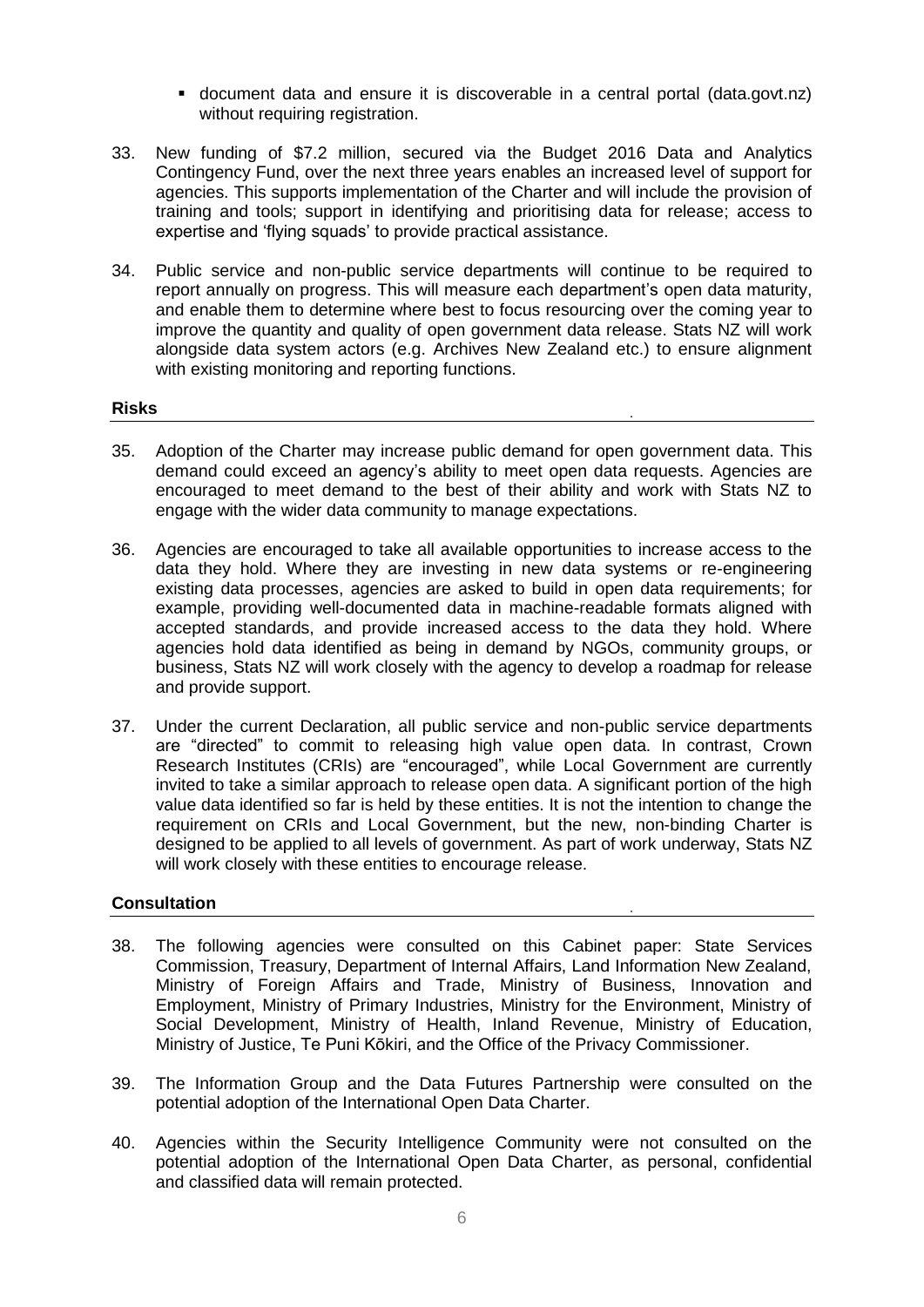- document data and ensure it is discoverable in a central portal (data.govt.nz) without requiring registration.

33. New funding of $7.2 million, secured via the Budget 2016 Data and Analytics Contingency Fund, over the next three years enables an increased level of support for agencies. This supports implementation of the Charter and will include the provision of training and tools; support in identifying and prioritising data for release; access to expertise and 'flying squads' to provide practical assistance.

34. Public service and non-public service departments will continue to be required to report annually on progress. This will measure each department's open data maturity, and enable them to determine where best to focus resourcing over the coming year to improve the quantity and quality of open government data release. Stats NZ will work alongside data system actors (e.g. Archives New Zealand etc.) to ensure alignment with existing monitoring and reporting functions.

## Risks

35. Adoption of the Charter may increase public demand for open government data. This demand could exceed an agency's ability to meet open data requests. Agencies are encouraged to meet demand to the best of their ability and work with Stats NZ to engage with the wider data community to manage expectations.

36. Agencies are encouraged to take all available opportunities to increase access to the data they hold. Where they are investing in new data systems or re-engineering existing data processes, agencies are asked to build in open data requirements; for example, providing well-documented data in machine-readable formats aligned with accepted standards, and provide increased access to the data they hold. Where agencies hold data identified as being in demand by NGOs, community groups, or business, Stats NZ will work closely with the agency to develop a roadmap for release and provide support.

37. Under the current Declaration, all public service and non-public service departments are "directed" to commit to releasing high value open data. In contrast, Crown Research Institutes (CRIs) are "encouraged", while Local Government are currently invited to take a similar approach to release open data. A significant portion of the high value data identified so far is held by these entities. It is not the intention to change the requirement on CRIs and Local Government, but the new, non-binding Charter is designed to be applied to all levels of government. As part of work underway, Stats NZ will work closely with these entities to encourage release.

## Consultation

38. The following agencies were consulted on this Cabinet paper: State Services Commission, Treasury, Department of Internal Affairs, Land Information New Zealand, Ministry of Foreign Affairs and Trade, Ministry of Business, Innovation and Employment, Ministry of Primary Industries, Ministry for the Environment, Ministry of Social Development, Ministry of Health, Inland Revenue, Ministry of Education, Ministry of Justice, Te Puni Kōkiri, and the Office of the Privacy Commissioner.

39. The Information Group and the Data Futures Partnership were consulted on the potential adoption of the International Open Data Charter.

40. Agencies within the Security Intelligence Community were not consulted on the potential adoption of the International Open Data Charter, as personal, confidential and classified data will remain protected.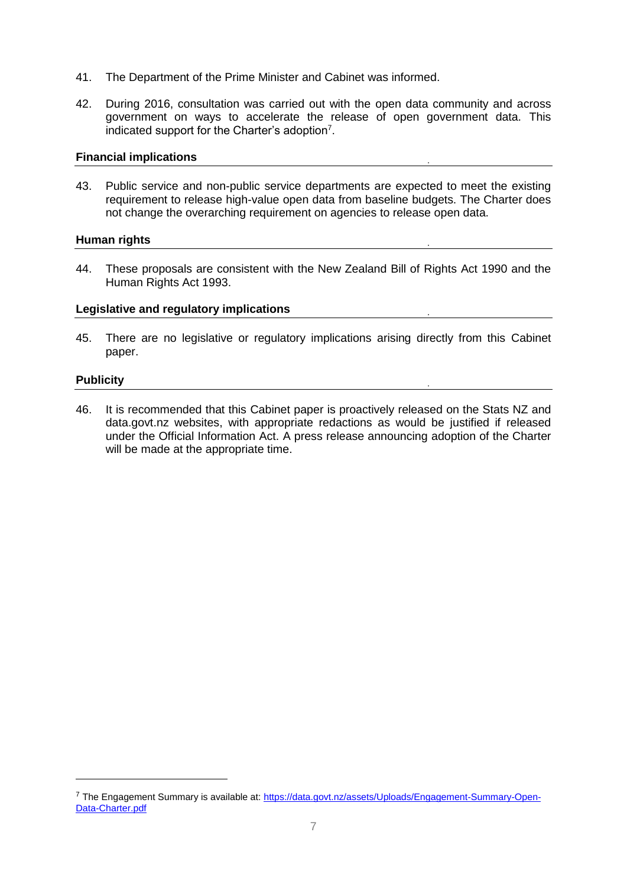41. The Department of the Prime Minister and Cabinet was informed.

42. During 2016, consultation was carried out with the open data community and across government on ways to accelerate the release of open government data. This indicated support for the Charter's adoption[7].

## Financial implications

43. Public service and non-public service departments are expected to meet the existing requirement to release high-value open data from baseline budgets. The Charter does not change the overarching requirement on agencies to release open data.

## Human rights

44. These proposals are consistent with the New Zealand Bill of Rights Act 1990 and the Human Rights Act 1993.

## Legislative and regulatory implications

45. There are no legislative or regulatory implications arising directly from this Cabinet paper.

## Publicity

46. It is recommended that this Cabinet paper is proactively released on the Stats NZ and data.govt.nz websites, with appropriate redactions as would be justified if released under the Official Information Act. A press release announcing adoption of the Charter will be made at the appropriate time.

---

[7] The Engagement Summary is available at: [https://data.govt.nz/assets/Uploads/Engagement-Summary-Open-Data-Charter.pdf](https://data.govt.nz/assets/Uploads/Engagement-Summary-Open-Data-Charter.pdf)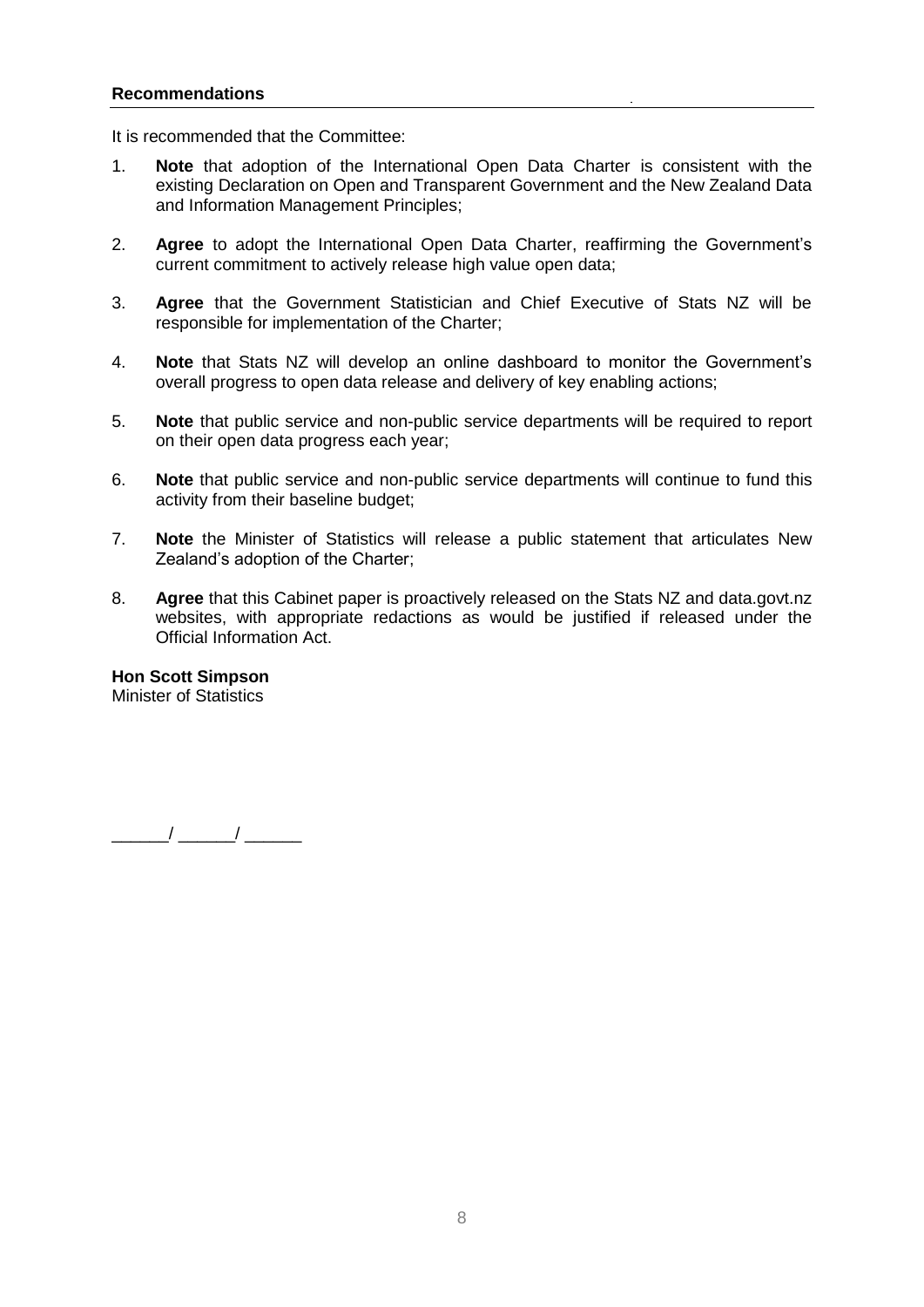## Recommendations

It is recommended that the Committee:

1. **Note** that adoption of the International Open Data Charter is consistent with the existing Declaration on Open and Transparent Government and the New Zealand Data and Information Management Principles;

2. **Agree** to adopt the International Open Data Charter, reaffirming the Government's current commitment to actively release high value open data;

3. **Agree** that the Government Statistician and Chief Executive of Stats NZ will be responsible for implementation of the Charter;

4. **Note** that Stats NZ will develop an online dashboard to monitor the Government's overall progress to open data release and delivery of key enabling actions;

5. **Note** that public service and non-public service departments will be required to report on their open data progress each year;

6. **Note** that public service and non-public service departments will continue to fund this activity from their baseline budget;

7. **Note** the Minister of Statistics will release a public statement that articulates New Zealand's adoption of the Charter;

8. **Agree** that this Cabinet paper is proactively released on the Stats NZ and data.govt.nz websites, with appropriate redactions as would be justified if released under the Official Information Act.

**Hon Scott Simpson**
Minister of Statistics

______/ ______/ ______